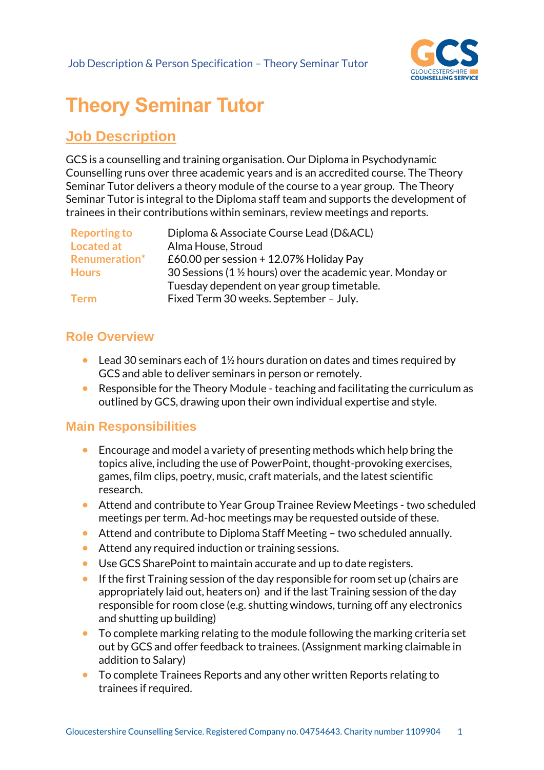# Theory Seminar Tutor

## Job Description

GCS is a counselling and training organisation. Our Diploma in Psychodynamic Counselling runs over three academic years and is an accredited course. The Theory Seminar Tutor delivers a theory module of the course to a year group. The Theory Seminar Tutor is integral to the Diploma staff team and supports the development of trainees in their contributions within seminars, review meetings and reports.

| | |
|---|---|
| **Reporting to** | Diploma & Associate Course Lead (D&ACL) |
| **Located at** | Alma House, Stroud |
| **Renumeration*** | £60.00 per session + 12.07% Holiday Pay |
| **Hours** | 30 Sessions (1 ½ hours) over the academic year. Monday or Tuesday dependent on year group timetable. |
| **Term** | Fixed Term 30 weeks. September – July. |

### Role Overview

- Lead 30 seminars each of 1½ hours duration on dates and times required by GCS and able to deliver seminars in person or remotely.
- Responsible for the Theory Module - teaching and facilitating the curriculum as outlined by GCS, drawing upon their own individual expertise and style.

### Main Responsibilities

- Encourage and model a variety of presenting methods which help bring the topics alive, including the use of PowerPoint, thought-provoking exercises, games, film clips, poetry, music, craft materials, and the latest scientific research.
- Attend and contribute to Year Group Trainee Review Meetings - two scheduled meetings per term. Ad-hoc meetings may be requested outside of these.
- Attend and contribute to Diploma Staff Meeting – two scheduled annually.
- Attend any required induction or training sessions.
- Use GCS SharePoint to maintain accurate and up to date registers.
- If the first Training session of the day responsible for room set up (chairs are appropriately laid out, heaters on) and if the last Training session of the day responsible for room close (e.g. shutting windows, turning off any electronics and shutting up building)
- To complete marking relating to the module following the marking criteria set out by GCS and offer feedback to trainees. (Assignment marking claimable in addition to Salary)
- To complete Trainees Reports and any other written Reports relating to trainees if required.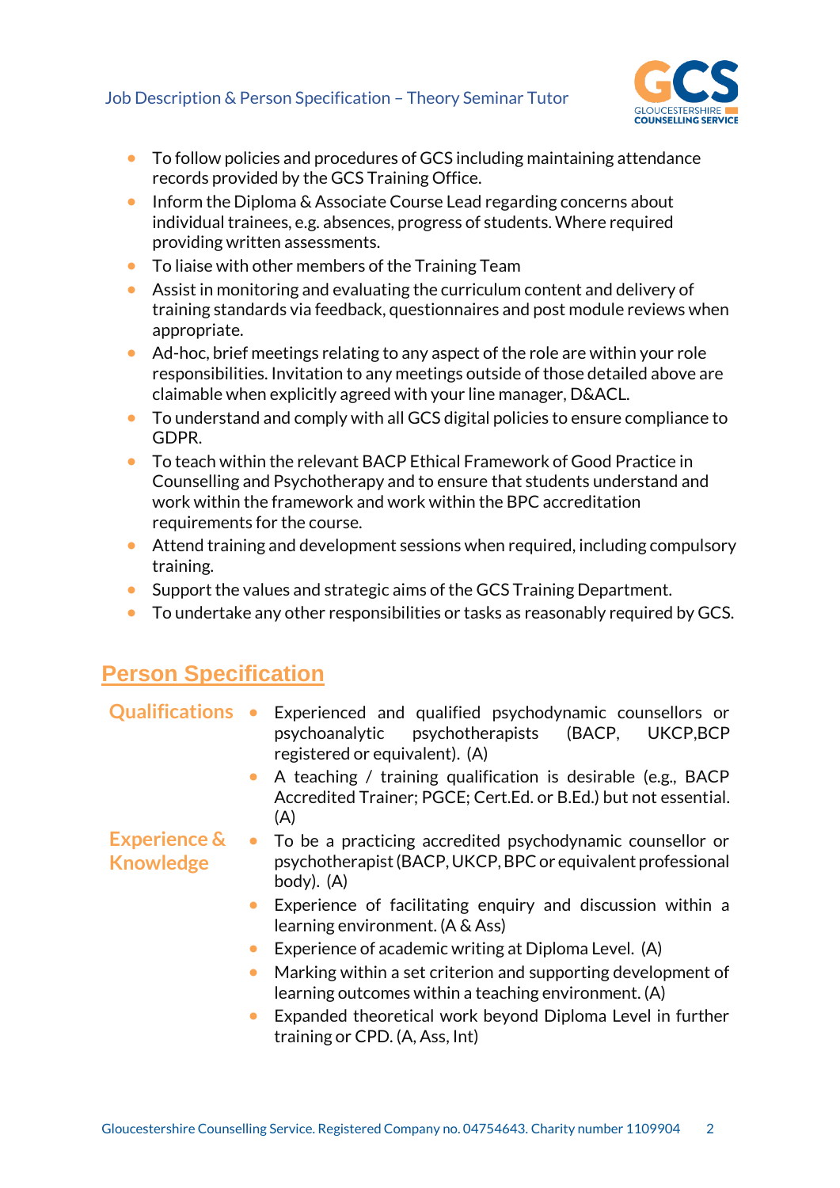- To follow policies and procedures of GCS including maintaining attendance records provided by the GCS Training Office.
- Inform the Diploma & Associate Course Lead regarding concerns about individual trainees, e.g. absences, progress of students. Where required providing written assessments.
- To liaise with other members of the Training Team
- Assist in monitoring and evaluating the curriculum content and delivery of training standards via feedback, questionnaires and post module reviews when appropriate.
- Ad-hoc, brief meetings relating to any aspect of the role are within your role responsibilities. Invitation to any meetings outside of those detailed above are claimable when explicitly agreed with your line manager, D&ACL.
- To understand and comply with all GCS digital policies to ensure compliance to GDPR.
- To teach within the relevant BACP Ethical Framework of Good Practice in Counselling and Psychotherapy and to ensure that students understand and work within the framework and work within the BPC accreditation requirements for the course.
- Attend training and development sessions when required, including compulsory training.
- Support the values and strategic aims of the GCS Training Department.
- To undertake any other responsibilities or tasks as reasonably required by GCS.

## Person Specification

| | |
|---|---|
| **Qualifications** | • Experienced and qualified psychodynamic counsellors or psychoanalytic psychotherapists (BACP, UKCP,BCP registered or equivalent). (A)<br>• A teaching / training qualification is desirable (e.g., BACP Accredited Trainer; PGCE; Cert.Ed. or B.Ed.) but not essential. (A) |
| **Experience & Knowledge** | • To be a practicing accredited psychodynamic counsellor or psychotherapist (BACP, UKCP, BPC or equivalent professional body). (A)<br>• Experience of facilitating enquiry and discussion within a learning environment. (A & Ass)<br>• Experience of academic writing at Diploma Level. (A)<br>• Marking within a set criterion and supporting development of learning outcomes within a teaching environment. (A)<br>• Expanded theoretical work beyond Diploma Level in further training or CPD. (A, Ass, Int) |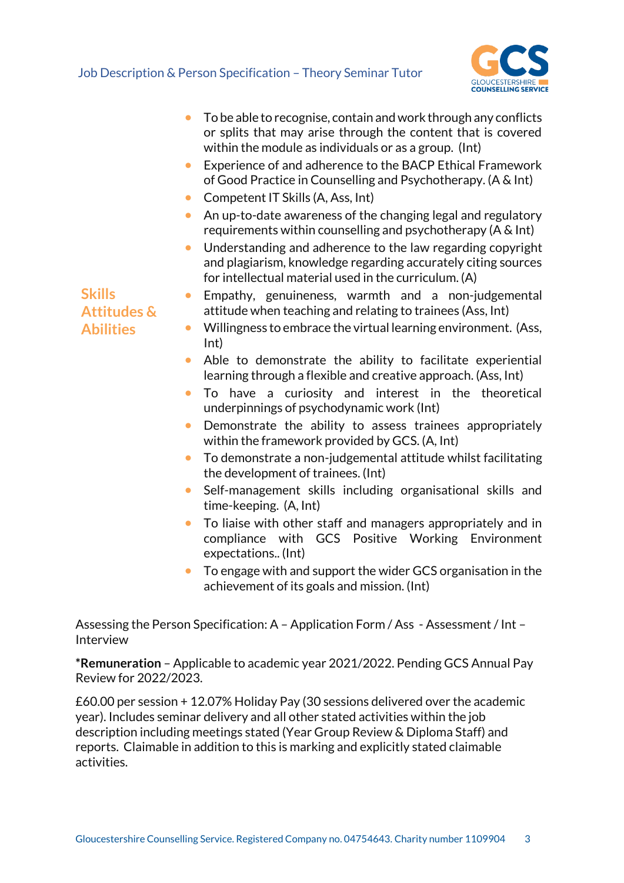- To be able to recognise, contain and work through any conflicts or splits that may arise through the content that is covered within the module as individuals or as a group. (Int)
- Experience of and adherence to the BACP Ethical Framework of Good Practice in Counselling and Psychotherapy. (A & Int)
- Competent IT Skills (A, Ass, Int)
- An up-to-date awareness of the changing legal and regulatory requirements within counselling and psychotherapy (A & Int)
- Understanding and adherence to the law regarding copyright and plagiarism, knowledge regarding accurately citing sources for intellectual material used in the curriculum. (A)

## Skills Attitudes & Abilities

- Empathy, genuineness, warmth and a non-judgemental attitude when teaching and relating to trainees (Ass, Int)
- Willingness to embrace the virtual learning environment. (Ass, Int)
- Able to demonstrate the ability to facilitate experiential learning through a flexible and creative approach. (Ass, Int)
- To have a curiosity and interest in the theoretical underpinnings of psychodynamic work (Int)
- Demonstrate the ability to assess trainees appropriately within the framework provided by GCS. (A, Int)
- To demonstrate a non-judgemental attitude whilst facilitating the development of trainees. (Int)
- Self-management skills including organisational skills and time-keeping. (A, Int)
- To liaise with other staff and managers appropriately and in compliance with GCS Positive Working Environment expectations.. (Int)
- To engage with and support the wider GCS organisation in the achievement of its goals and mission. (Int)

Assessing the Person Specification: A – Application Form / Ass - Assessment / Int – Interview

***Remuneration** – Applicable to academic year 2021/2022. Pending GCS Annual Pay Review for 2022/2023.

£60.00 per session + 12.07% Holiday Pay (30 sessions delivered over the academic year). Includes seminar delivery and all other stated activities within the job description including meetings stated (Year Group Review & Diploma Staff) and reports. Claimable in addition to this is marking and explicitly stated claimable activities.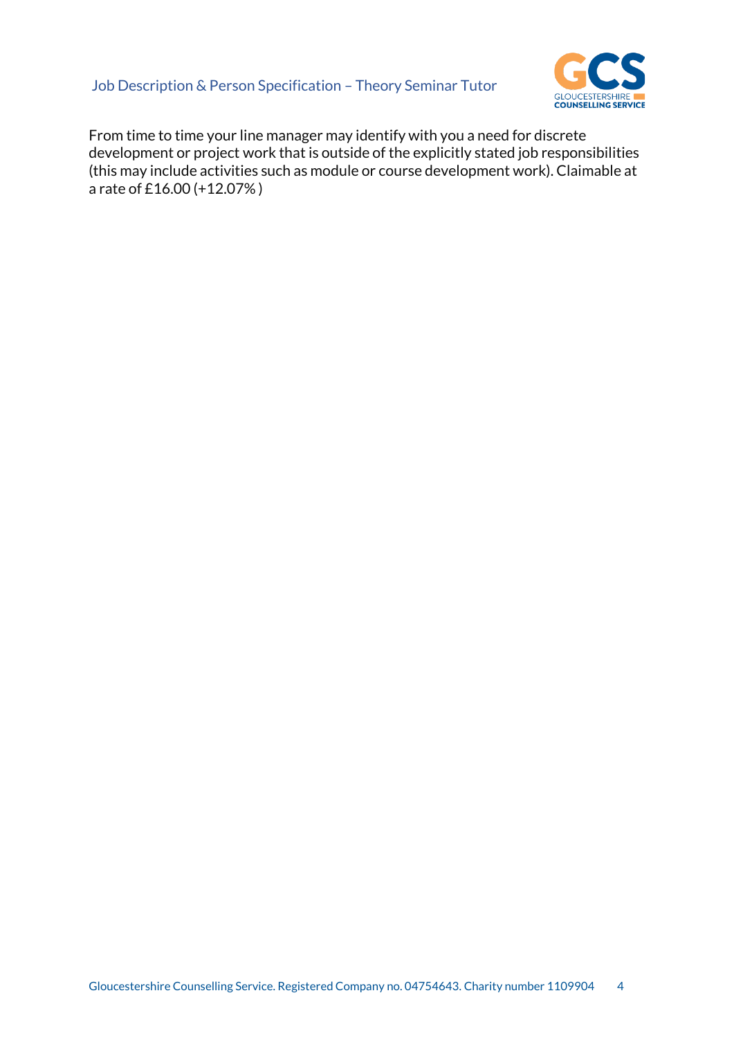From time to time your line manager may identify with you a need for discrete development or project work that is outside of the explicitly stated job responsibilities (this may include activities such as module or course development work). Claimable at a rate of £16.00 (+12.07% )